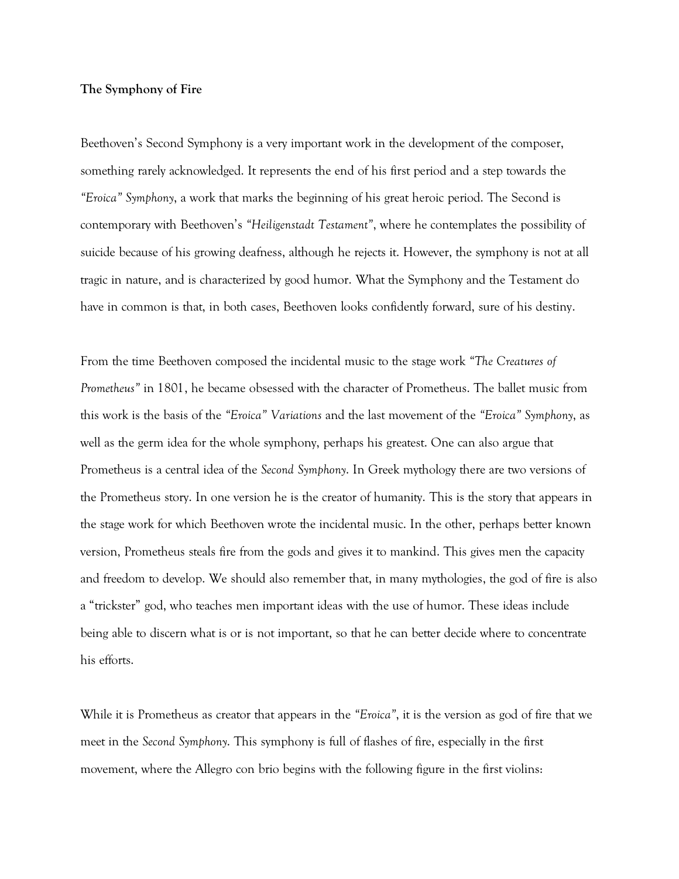**The Symphony of Fire**

Beethoven's Second Symphony is a very important work in the development of the composer, something rarely acknowledged. It represents the end of his first period and a step towards the *"Eroica" Symphony*, a work that marks the beginning of his great heroic period. The Second is contemporary with Beethoven's *"Heiligenstadt Testament"*, where he contemplates the possibility of suicide because of his growing deafness, although he rejects it. However, the symphony is not at all tragic in nature, and is characterized by good humor. What the Symphony and the Testament do have in common is that, in both cases, Beethoven looks confidently forward, sure of his destiny.

From the time Beethoven composed the incidental music to the stage work *"The Creatures of Prometheus"* in 1801, he became obsessed with the character of Prometheus. The ballet music from this work is the basis of the *"Eroica" Variations* and the last movement of the *"Eroica" Symphony*, as well as the germ idea for the whole symphony, perhaps his greatest. One can also argue that Prometheus is a central idea of the *Second Symphony*. In Greek mythology there are two versions of the Prometheus story. In one version he is the creator of humanity. This is the story that appears in the stage work for which Beethoven wrote the incidental music. In the other, perhaps better known version, Prometheus steals fire from the gods and gives it to mankind. This gives men the capacity and freedom to develop. We should also remember that, in many mythologies, the god of fire is also a "trickster" god, who teaches men important ideas with the use of humor. These ideas include being able to discern what is or is not important, so that he can better decide where to concentrate his efforts.

While it is Prometheus as creator that appears in the *"Eroica"*, it is the version as god of fire that we meet in the *Second Symphony*. This symphony is full of flashes of fire, especially in the first movement, where the Allegro con brio begins with the following figure in the first violins: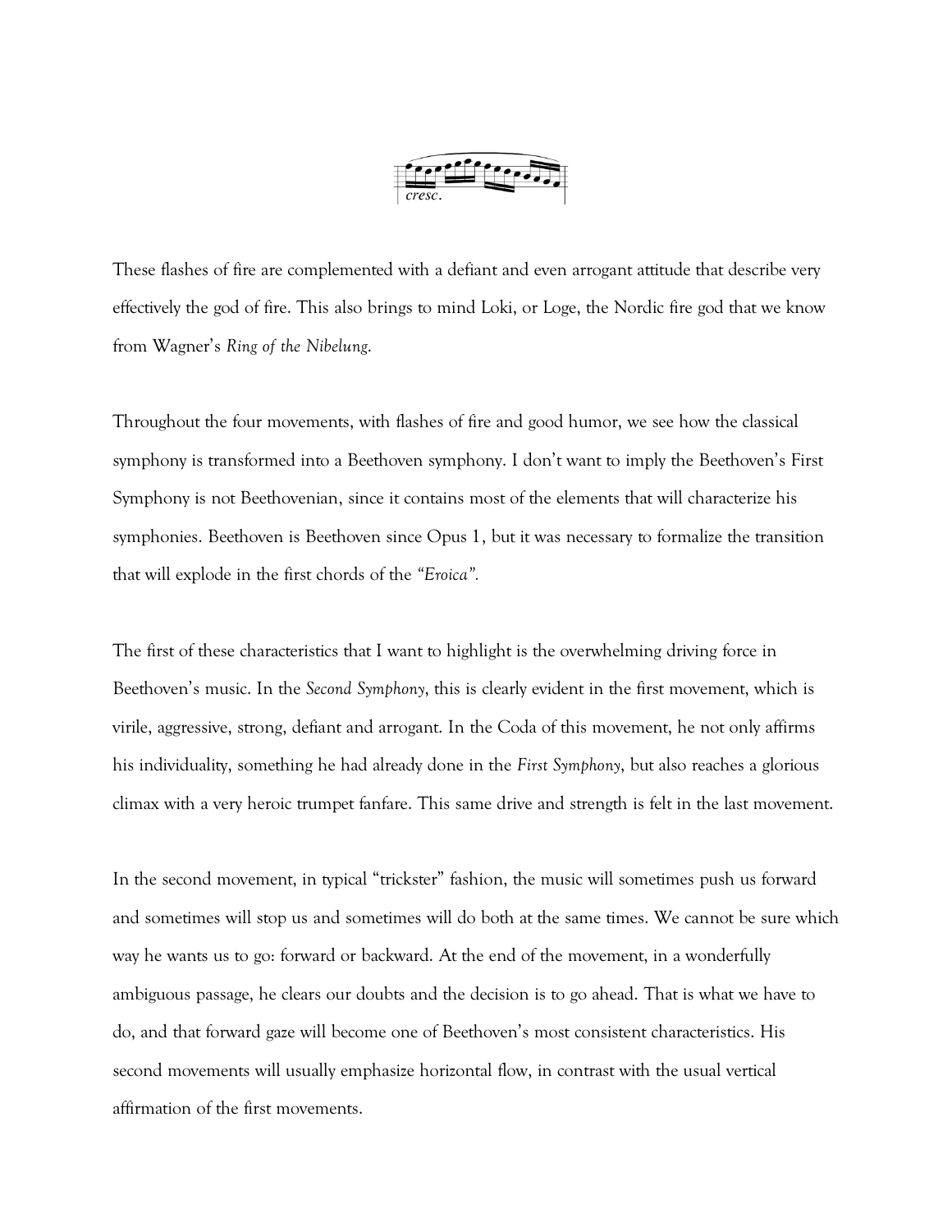These flashes of fire are complemented with a defiant and even arrogant attitude that describe very effectively the god of fire. This also brings to mind Loki, or Loge, the Nordic fire god that we know from Wagner's *Ring of the Nibelung*.

Throughout the four movements, with flashes of fire and good humor, we see how the classical symphony is transformed into a Beethoven symphony. I don't want to imply the Beethoven's First Symphony is not Beethovenian, since it contains most of the elements that will characterize his symphonies. Beethoven is Beethoven since Opus 1, but it was necessary to formalize the transition that will explode in the first chords of the *"Eroica".*

The first of these characteristics that I want to highlight is the overwhelming driving force in Beethoven's music. In the *Second Symphony*, this is clearly evident in the first movement, which is virile, aggressive, strong, defiant and arrogant. In the Coda of this movement, he not only affirms his individuality, something he had already done in the *First Symphony*, but also reaches a glorious climax with a very heroic trumpet fanfare. This same drive and strength is felt in the last movement.

In the second movement, in typical "trickster" fashion, the music will sometimes push us forward and sometimes will stop us and sometimes will do both at the same times. We cannot be sure which way he wants us to go: forward or backward. At the end of the movement, in a wonderfully ambiguous passage, he clears our doubts and the decision is to go ahead. That is what we have to do, and that forward gaze will become one of Beethoven's most consistent characteristics. His second movements will usually emphasize horizontal flow, in contrast with the usual vertical affirmation of the first movements.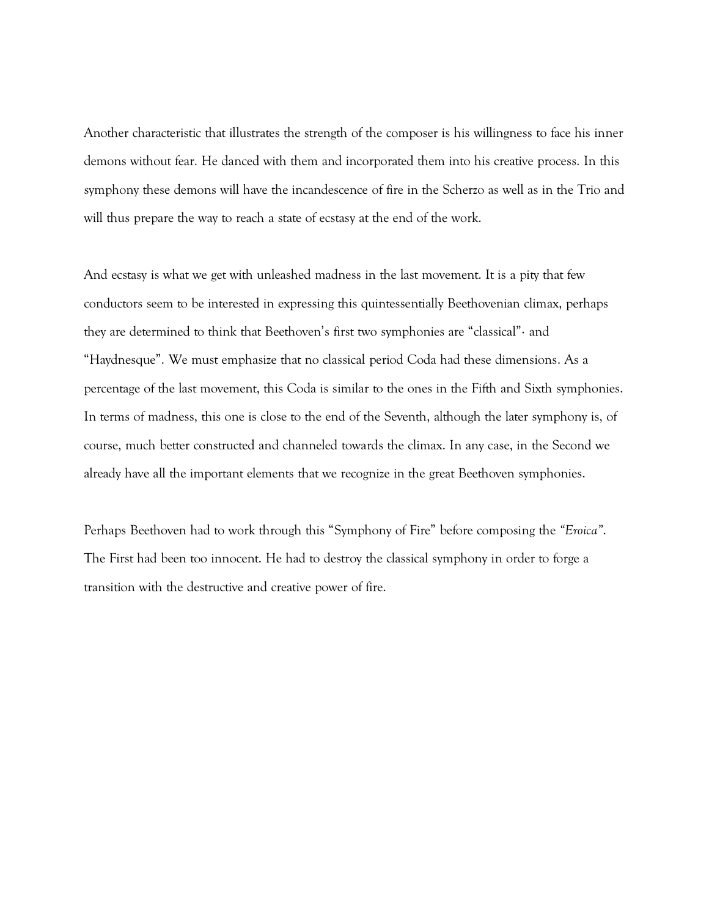Another characteristic that illustrates the strength of the composer is his willingness to face his inner demons without fear. He danced with them and incorporated them into his creative process. In this symphony these demons will have the incandescence of fire in the Scherzo as well as in the Trio and will thus prepare the way to reach a state of ecstasy at the end of the work.

And ecstasy is what we get with unleashed madness in the last movement. It is a pity that few conductors seem to be interested in expressing this quintessentially Beethovenian climax, perhaps they are determined to think that Beethoven's first two symphonies are "classical"· and "Haydnesque". We must emphasize that no classical period Coda had these dimensions. As a percentage of the last movement, this Coda is similar to the ones in the Fifth and Sixth symphonies. In terms of madness, this one is close to the end of the Seventh, although the later symphony is, of course, much better constructed and channeled towards the climax. In any case, in the Second we already have all the important elements that we recognize in the great Beethoven symphonies.

Perhaps Beethoven had to work through this "Symphony of Fire" before composing the *"Eroica"*. The First had been too innocent. He had to destroy the classical symphony in order to forge a transition with the destructive and creative power of fire.